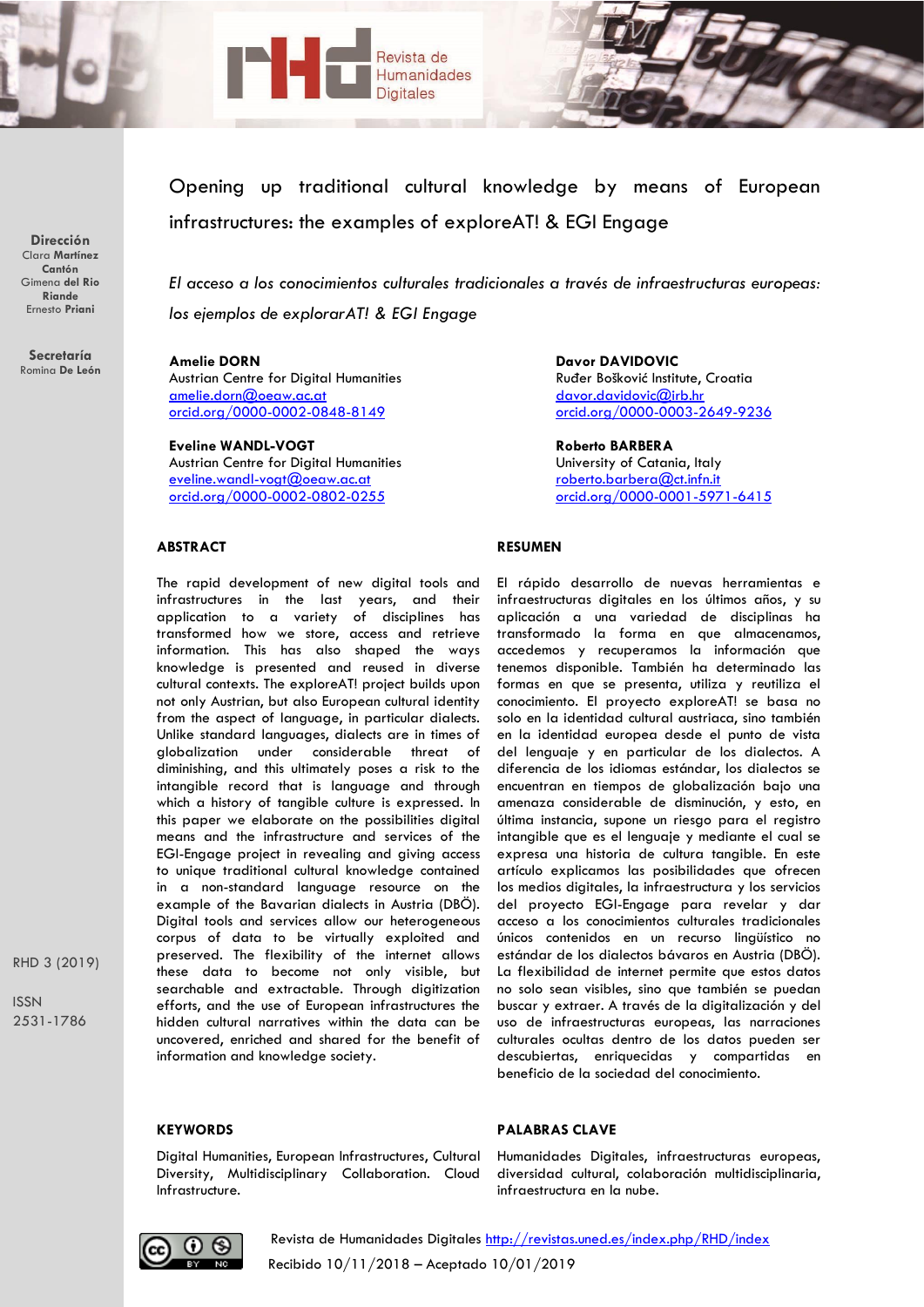# Opening up traditional cultural knowledge by means of European infrastructures: the examples of exploreAT! & EGI Engage

*El acceso a los conocimientos culturales tradicionales a través de infraestructuras europeas: los ejemplos de explorarAT! & EGI Engage*

**Dirección**
Clara **Martínez Cantón**
Gimena **del Rio Riande**
Ernesto **Priani**

**Secretaría**
Romina **De León**

**Amelie DORN**
Austrian Centre for Digital Humanities
amelie.dorn@oeaw.ac.at
orcid.org/0000-0002-0848-8149

**Eveline WANDL-VOGT**
Austrian Centre for Digital Humanities
eveline.wandl-vogt@oeaw.ac.at
orcid.org/0000-0002-0802-0255

**Davor DAVIDOVIC**
Ruđer Bošković Institute, Croatia
davor.davidovic@irb.hr
orcid.org/0000-0003-2649-9236

**Roberto BARBERA**
University of Catania, Italy
roberto.barbera@ct.infn.it
orcid.org/0000-0001-5971-6415

## ABSTRACT

The rapid development of new digital tools and infrastructures in the last years, and their application to a variety of disciplines has transformed how we store, access and retrieve information. This has also shaped the ways knowledge is presented and reused in diverse cultural contexts. The exploreAT! project builds upon not only Austrian, but also European cultural identity from the aspect of language, in particular dialects. Unlike standard languages, dialects are in times of globalization under considerable threat of diminishing, and this ultimately poses a risk to the intangible record that is language and through which a history of tangible culture is expressed. In this paper we elaborate on the possibilities digital means and the infrastructure and services of the EGI-Engage project in revealing and giving access to unique traditional cultural knowledge contained in a non-standard language resource on the example of the Bavarian dialects in Austria (DBÖ). Digital tools and services allow our heterogeneous corpus of data to be virtually exploited and preserved. The flexibility of the internet allows these data to become not only visible, but searchable and extractable. Through digitization efforts, and the use of European infrastructures the hidden cultural narratives within the data can be uncovered, enriched and shared for the benefit of information and knowledge society.

## RESUMEN

El rápido desarrollo de nuevas herramientas e infraestructuras digitales en los últimos años, y su aplicación a una variedad de disciplinas ha transformado la forma en que almacenamos, accedemos y recuperamos la información que tenemos disponible. También ha determinado las formas en que se presenta, utiliza y reutiliza el conocimiento. El proyecto exploreAT! se basa no solo en la identidad cultural austriaca, sino también en la identidad europea desde el punto de vista del lenguaje y en particular de los dialectos. A diferencia de los idiomas estándar, los dialectos se encuentran en tiempos de globalización bajo una amenaza considerable de disminución, y esto, en última instancia, supone un riesgo para el registro intangible que es el lenguaje y mediante el cual se expresa una historia de cultura tangible. En este artículo explicamos las posibilidades que ofrecen los medios digitales, la infraestructura y los servicios del proyecto EGI-Engage para revelar y dar acceso a los conocimientos culturales tradicionales únicos contenidos en un recurso lingüístico no estándar de los dialectos bávaros en Austria (DBÖ). La flexibilidad de internet permite que estos datos no solo sean visibles, sino que también se puedan buscar y extraer. A través de la digitalización y del uso de infraestructuras europeas, las narraciones culturales ocultas dentro de los datos pueden ser descubiertas, enriquecidas y compartidas en beneficio de la sociedad del conocimiento.

## KEYWORDS

Digital Humanities, European Infrastructures, Cultural Diversity, Multidisciplinary Collaboration. Cloud Infrastructure.

## PALABRAS CLAVE

Humanidades Digitales, infraestructuras europeas, diversidad cultural, colaboración multidisciplinaria, infraestructura en la nube.

RHD 3 (2019)

ISSN 2531-1786

Revista de Humanidades Digitales http://revistas.uned.es/index.php/RHD/index

Recibido 10/11/2018 – Aceptado 10/01/2019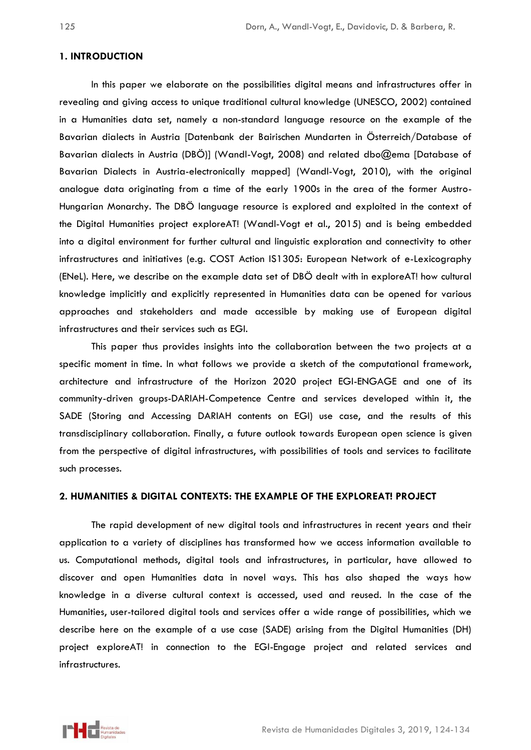## 1. INTRODUCTION

In this paper we elaborate on the possibilities digital means and infrastructures offer in revealing and giving access to unique traditional cultural knowledge (UNESCO, 2002) contained in a Humanities data set, namely a non-standard language resource on the example of the Bavarian dialects in Austria [Datenbank der Bairischen Mundarten in Österreich/Database of Bavarian dialects in Austria (DBÖ)] (Wandl-Vogt, 2008) and related dbo@ema [Database of Bavarian Dialects in Austria-electronically mapped] (Wandl-Vogt, 2010), with the original analogue data originating from a time of the early 1900s in the area of the former Austro-Hungarian Monarchy. The DBÖ language resource is explored and exploited in the context of the Digital Humanities project exploreAT! (Wandl-Vogt et al., 2015) and is being embedded into a digital environment for further cultural and linguistic exploration and connectivity to other infrastructures and initiatives (e.g. COST Action IS1305: European Network of e-Lexicography (ENeL). Here, we describe on the example data set of DBÖ dealt with in exploreAT! how cultural knowledge implicitly and explicitly represented in Humanities data can be opened for various approaches and stakeholders and made accessible by making use of European digital infrastructures and their services such as EGI.

This paper thus provides insights into the collaboration between the two projects at a specific moment in time. In what follows we provide a sketch of the computational framework, architecture and infrastructure of the Horizon 2020 project EGI-ENGAGE and one of its community-driven groups-DARIAH-Competence Centre and services developed within it, the SADE (Storing and Accessing DARIAH contents on EGI) use case, and the results of this transdisciplinary collaboration. Finally, a future outlook towards European open science is given from the perspective of digital infrastructures, with possibilities of tools and services to facilitate such processes.

## 2. HUMANITIES & DIGITAL CONTEXTS: THE EXAMPLE OF THE EXPLOREAT! PROJECT

The rapid development of new digital tools and infrastructures in recent years and their application to a variety of disciplines has transformed how we access information available to us. Computational methods, digital tools and infrastructures, in particular, have allowed to discover and open Humanities data in novel ways. This has also shaped the ways how knowledge in a diverse cultural context is accessed, used and reused. In the case of the Humanities, user-tailored digital tools and services offer a wide range of possibilities, which we describe here on the example of a use case (SADE) arising from the Digital Humanities (DH) project exploreAT! in connection to the EGI-Engage project and related services and infrastructures.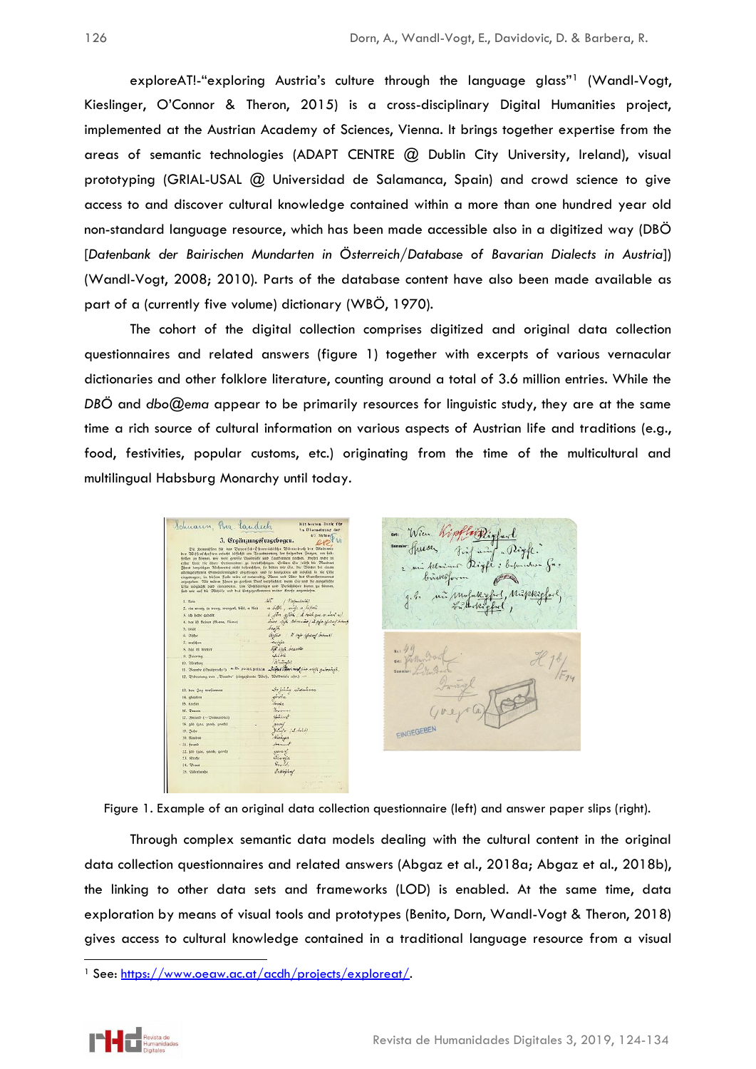exploreAT!-"exploring Austria's culture through the language glass"[1] (Wandl-Vogt, Kieslinger, O'Connor & Theron, 2015) is a cross-disciplinary Digital Humanities project, implemented at the Austrian Academy of Sciences, Vienna. It brings together expertise from the areas of semantic technologies (ADAPT CENTRE @ Dublin City University, Ireland), visual prototyping (GRIAL-USAL @ Universidad de Salamanca, Spain) and crowd science to give access to and discover cultural knowledge contained within a more than one hundred year old non-standard language resource, which has been made accessible also in a digitized way (DBÖ [*Datenbank der Bairischen Mundarten in Österreich/Database of Bavarian Dialects in Austria*]) (Wandl-Vogt, 2008; 2010). Parts of the database content have also been made available as part of a (currently five volume) dictionary (WBÖ, 1970).

The cohort of the digital collection comprises digitized and original data collection questionnaires and related answers (figure 1) together with excerpts of various vernacular dictionaries and other folklore literature, counting around a total of 3.6 million entries. While the *DBÖ* and *dbo@ema* appear to be primarily resources for linguistic study, they are at the same time a rich source of cultural information on various aspects of Austrian life and traditions (e.g., food, festivities, popular customs, etc.) originating from the time of the multicultural and multilingual Habsburg Monarchy until today.

Figure 1. Example of an original data collection questionnaire (left) and answer paper slips (right).

Through complex semantic data models dealing with the cultural content in the original data collection questionnaires and related answers (Abgaz et al., 2018a; Abgaz et al., 2018b), the linking to other data sets and frameworks (LOD) is enabled. At the same time, data exploration by means of visual tools and prototypes (Benito, Dorn, Wandl-Vogt & Theron, 2018) gives access to cultural knowledge contained in a traditional language resource from a visual

[1] See: https://www.oeaw.ac.at/acdh/projects/exploreat/.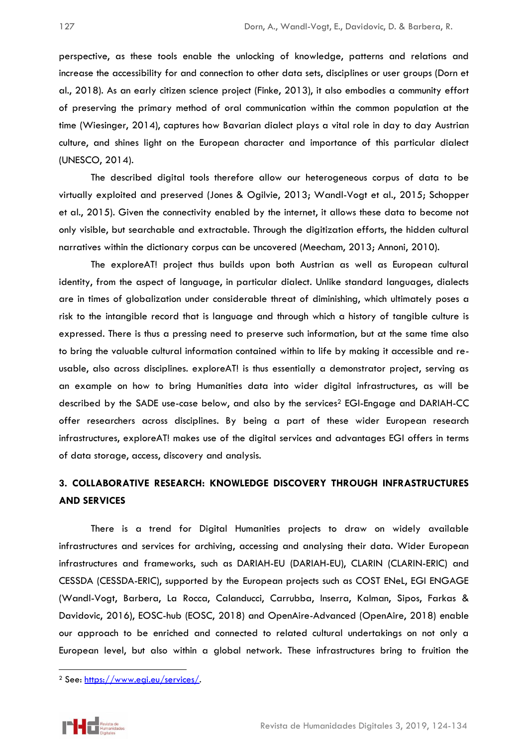perspective, as these tools enable the unlocking of knowledge, patterns and relations and increase the accessibility for and connection to other data sets, disciplines or user groups (Dorn et al., 2018). As an early citizen science project (Finke, 2013), it also embodies a community effort of preserving the primary method of oral communication within the common population at the time (Wiesinger, 2014), captures how Bavarian dialect plays a vital role in day to day Austrian culture, and shines light on the European character and importance of this particular dialect (UNESCO, 2014).

The described digital tools therefore allow our heterogeneous corpus of data to be virtually exploited and preserved (Jones & Ogilvie, 2013; Wandl-Vogt et al., 2015; Schopper et al., 2015). Given the connectivity enabled by the internet, it allows these data to become not only visible, but searchable and extractable. Through the digitization efforts, the hidden cultural narratives within the dictionary corpus can be uncovered (Meecham, 2013; Annoni, 2010).

The exploreAT! project thus builds upon both Austrian as well as European cultural identity, from the aspect of language, in particular dialect. Unlike standard languages, dialects are in times of globalization under considerable threat of diminishing, which ultimately poses a risk to the intangible record that is language and through which a history of tangible culture is expressed. There is thus a pressing need to preserve such information, but at the same time also to bring the valuable cultural information contained within to life by making it accessible and re-usable, also across disciplines. exploreAT! is thus essentially a demonstrator project, serving as an example on how to bring Humanities data into wider digital infrastructures, as will be described by the SADE use-case below, and also by the services[2] EGI-Engage and DARIAH-CC offer researchers across disciplines. By being a part of these wider European research infrastructures, exploreAT! makes use of the digital services and advantages EGI offers in terms of data storage, access, discovery and analysis.

## 3. COLLABORATIVE RESEARCH: KNOWLEDGE DISCOVERY THROUGH INFRASTRUCTURES AND SERVICES

There is a trend for Digital Humanities projects to draw on widely available infrastructures and services for archiving, accessing and analysing their data. Wider European infrastructures and frameworks, such as DARIAH-EU (DARIAH-EU), CLARIN (CLARIN-ERIC) and CESSDA (CESSDA-ERIC), supported by the European projects such as COST ENeL, EGI ENGAGE (Wandl-Vogt, Barbera, La Rocca, Calanducci, Carrubba, Inserra, Kalman, Sipos, Farkas & Davidovic, 2016), EOSC-hub (EOSC, 2018) and OpenAire-Advanced (OpenAire, 2018) enable our approach to be enriched and connected to related cultural undertakings on not only a European level, but also within a global network. These infrastructures bring to fruition the

[2] See: https://www.egi.eu/services/.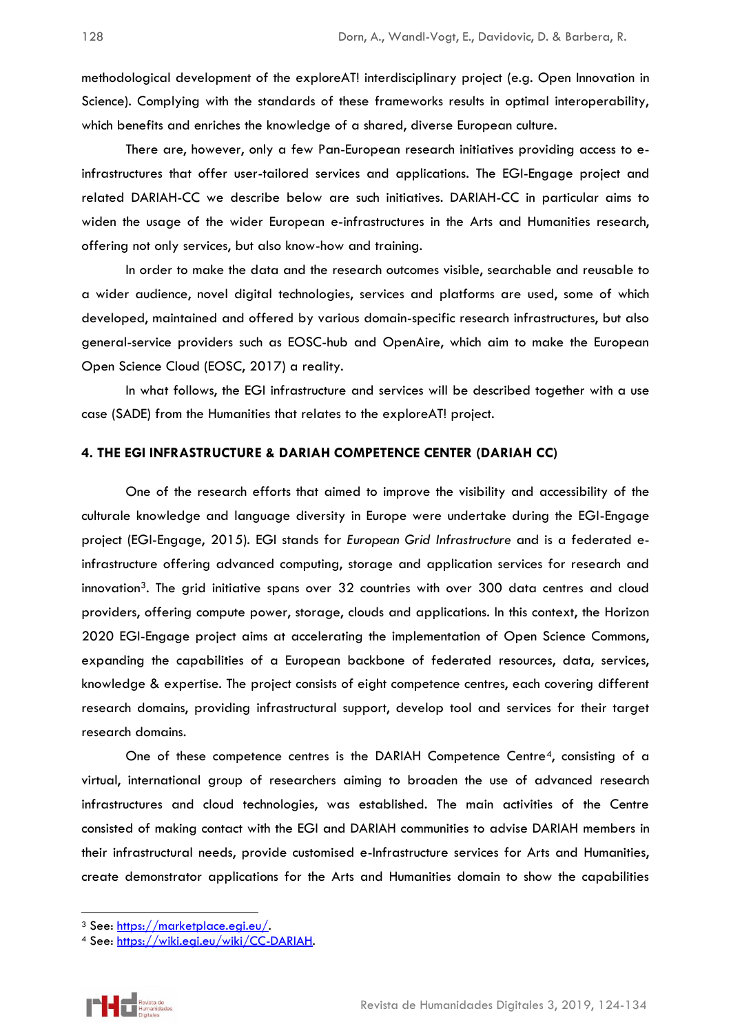methodological development of the exploreAT! interdisciplinary project (e.g. Open Innovation in Science). Complying with the standards of these frameworks results in optimal interoperability, which benefits and enriches the knowledge of a shared, diverse European culture.

There are, however, only a few Pan-European research initiatives providing access to e-infrastructures that offer user-tailored services and applications. The EGI-Engage project and related DARIAH-CC we describe below are such initiatives. DARIAH-CC in particular aims to widen the usage of the wider European e-infrastructures in the Arts and Humanities research, offering not only services, but also know-how and training.

In order to make the data and the research outcomes visible, searchable and reusable to a wider audience, novel digital technologies, services and platforms are used, some of which developed, maintained and offered by various domain-specific research infrastructures, but also general-service providers such as EOSC-hub and OpenAire, which aim to make the European Open Science Cloud (EOSC, 2017) a reality.

In what follows, the EGI infrastructure and services will be described together with a use case (SADE) from the Humanities that relates to the exploreAT! project.

## 4. THE EGI INFRASTRUCTURE & DARIAH COMPETENCE CENTER (DARIAH CC)

One of the research efforts that aimed to improve the visibility and accessibility of the culturale knowledge and language diversity in Europe were undertake during the EGI-Engage project (EGI-Engage, 2015). EGI stands for *European Grid Infrastructure* and is a federated e-infrastructure offering advanced computing, storage and application services for research and innovation[3]. The grid initiative spans over 32 countries with over 300 data centres and cloud providers, offering compute power, storage, clouds and applications. In this context, the Horizon 2020 EGI-Engage project aims at accelerating the implementation of Open Science Commons, expanding the capabilities of a European backbone of federated resources, data, services, knowledge & expertise. The project consists of eight competence centres, each covering different research domains, providing infrastructural support, develop tool and services for their target research domains.

One of these competence centres is the DARIAH Competence Centre[4], consisting of a virtual, international group of researchers aiming to broaden the use of advanced research infrastructures and cloud technologies, was established. The main activities of the Centre consisted of making contact with the EGI and DARIAH communities to advise DARIAH members in their infrastructural needs, provide customised e-Infrastructure services for Arts and Humanities, create demonstrator applications for the Arts and Humanities domain to show the capabilities

---

[3] See: https://marketplace.egi.eu/.

[4] See: https://wiki.egi.eu/wiki/CC-DARIAH.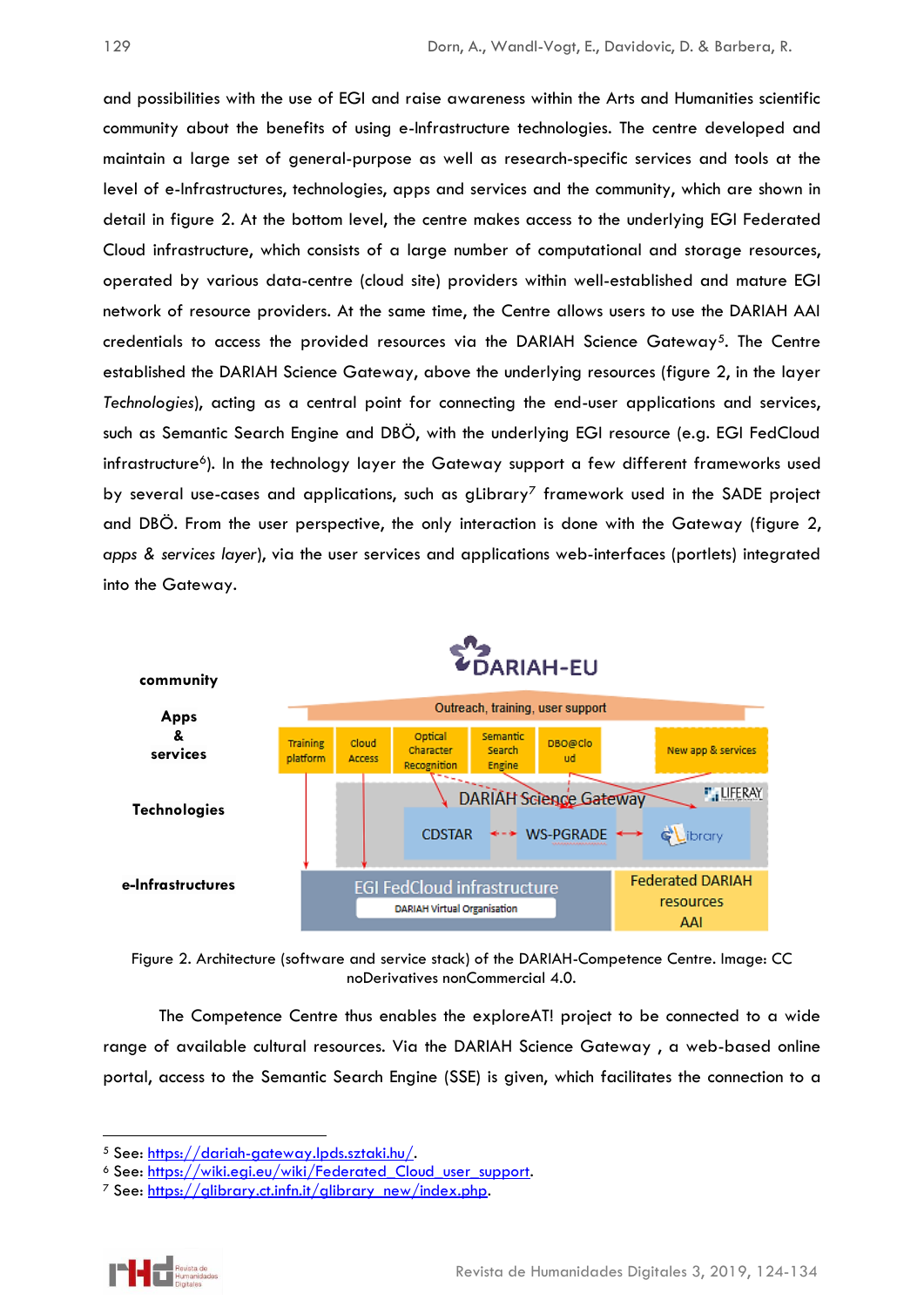and possibilities with the use of EGI and raise awareness within the Arts and Humanities scientific community about the benefits of using e-Infrastructure technologies. The centre developed and maintain a large set of general-purpose as well as research-specific services and tools at the level of e-Infrastructures, technologies, apps and services and the community, which are shown in detail in figure 2. At the bottom level, the centre makes access to the underlying EGI Federated Cloud infrastructure, which consists of a large number of computational and storage resources, operated by various data-centre (cloud site) providers within well-established and mature EGI network of resource providers. At the same time, the Centre allows users to use the DARIAH AAI credentials to access the provided resources via the DARIAH Science Gateway[5]. The Centre established the DARIAH Science Gateway, above the underlying resources (figure 2, in the layer *Technologies*), acting as a central point for connecting the end-user applications and services, such as Semantic Search Engine and DBÖ, with the underlying EGI resource (e.g. EGI FedCloud infrastructure[6]). In the technology layer the Gateway support a few different frameworks used by several use-cases and applications, such as gLibrary[7] framework used in the SADE project and DBÖ. From the user perspective, the only interaction is done with the Gateway (figure 2, *apps & services layer*), via the user services and applications web-interfaces (portlets) integrated into the Gateway.

Figure 2. Architecture (software and service stack) of the DARIAH-Competence Centre. Image: CC noDerivatives nonCommercial 4.0.

The Competence Centre thus enables the exploreAT! project to be connected to a wide range of available cultural resources. Via the DARIAH Science Gateway , a web-based online portal, access to the Semantic Search Engine (SSE) is given, which facilitates the connection to a

[5] See: https://dariah-gateway.lpds.sztaki.hu/.

[6] See: https://wiki.egi.eu/wiki/Federated_Cloud_user_support.

[7] See: https://glibrary.ct.infn.it/glibrary_new/index.php.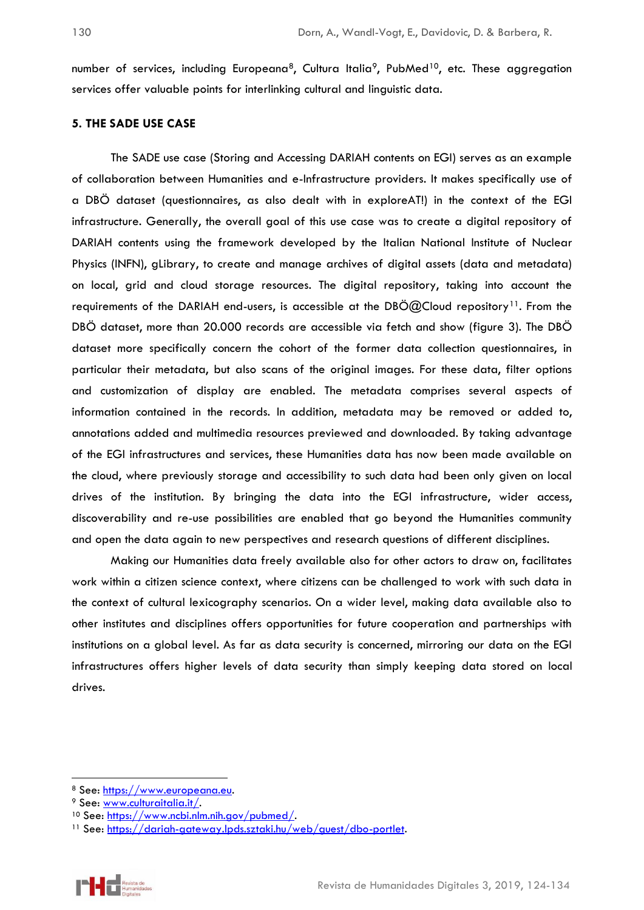number of services, including Europeana[8], Cultura Italia[9], PubMed[10], etc. These aggregation services offer valuable points for interlinking cultural and linguistic data.

## 5. THE SADE USE CASE

The SADE use case (Storing and Accessing DARIAH contents on EGI) serves as an example of collaboration between Humanities and e-Infrastructure providers. It makes specifically use of a DBÖ dataset (questionnaires, as also dealt with in exploreAT!) in the context of the EGI infrastructure. Generally, the overall goal of this use case was to create a digital repository of DARIAH contents using the framework developed by the Italian National Institute of Nuclear Physics (INFN), gLibrary, to create and manage archives of digital assets (data and metadata) on local, grid and cloud storage resources. The digital repository, taking into account the requirements of the DARIAH end-users, is accessible at the DBÖ@Cloud repository[11]. From the DBÖ dataset, more than 20.000 records are accessible via fetch and show (figure 3). The DBÖ dataset more specifically concern the cohort of the former data collection questionnaires, in particular their metadata, but also scans of the original images. For these data, filter options and customization of display are enabled. The metadata comprises several aspects of information contained in the records. In addition, metadata may be removed or added to, annotations added and multimedia resources previewed and downloaded. By taking advantage of the EGI infrastructures and services, these Humanities data has now been made available on the cloud, where previously storage and accessibility to such data had been only given on local drives of the institution. By bringing the data into the EGI infrastructure, wider access, discoverability and re-use possibilities are enabled that go beyond the Humanities community and open the data again to new perspectives and research questions of different disciplines.

Making our Humanities data freely available also for other actors to draw on, facilitates work within a citizen science context, where citizens can be challenged to work with such data in the context of cultural lexicography scenarios. On a wider level, making data available also to other institutes and disciplines offers opportunities for future cooperation and partnerships with institutions on a global level. As far as data security is concerned, mirroring our data on the EGI infrastructures offers higher levels of data security than simply keeping data stored on local drives.

---

[8] See: https://www.europeana.eu.

[9] See: www.culturaitalia.it/.

[10] See: https://www.ncbi.nlm.nih.gov/pubmed/.

[11] See: https://dariah-gateway.lpds.sztaki.hu/web/guest/dbo-portlet.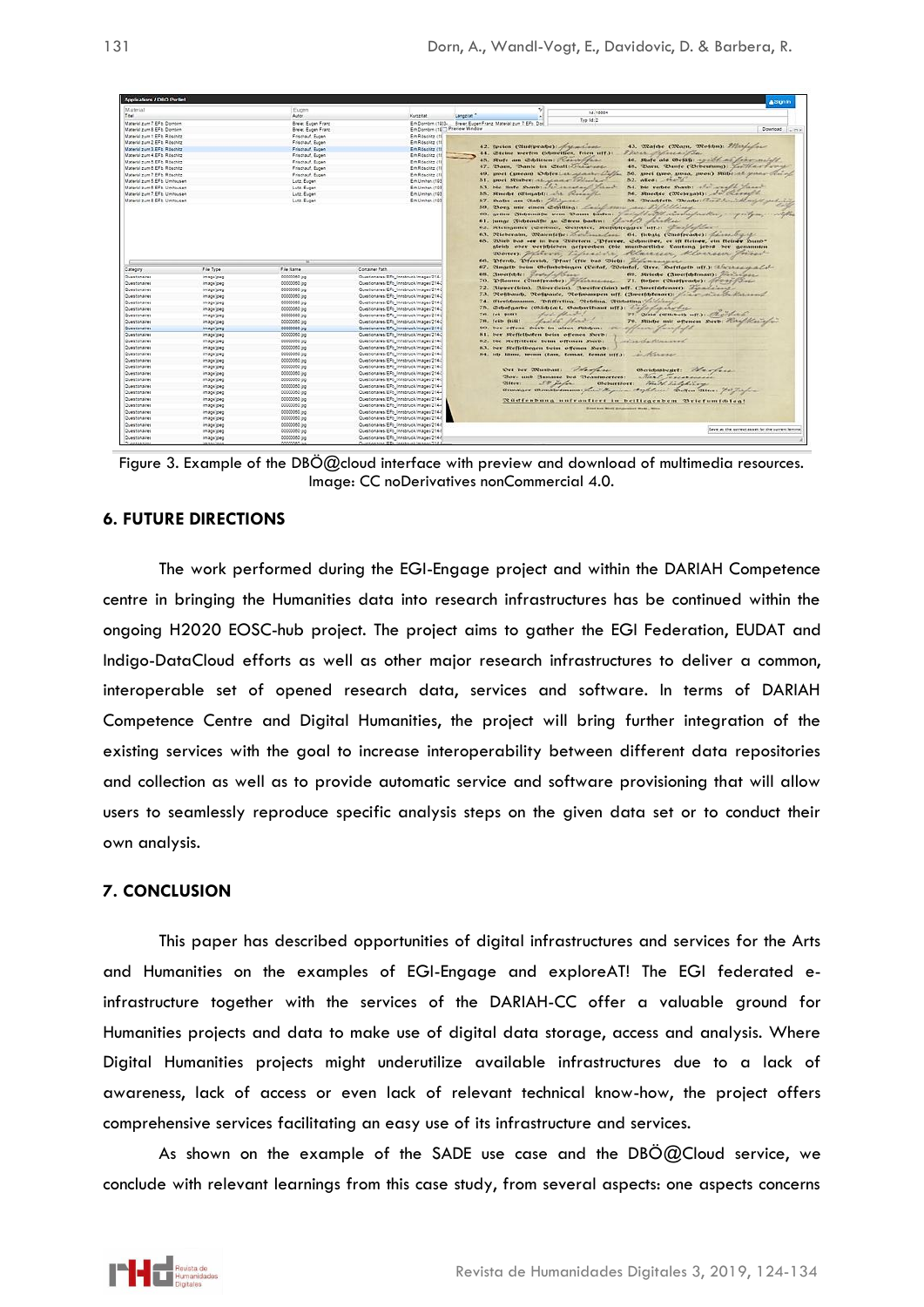Figure 3. Example of the DBÖ@cloud interface with preview and download of multimedia resources. Image: CC noDerivatives nonCommercial 4.0.

## 6. FUTURE DIRECTIONS

The work performed during the EGI-Engage project and within the DARIAH Competence centre in bringing the Humanities data into research infrastructures has be continued within the ongoing H2020 EOSC-hub project. The project aims to gather the EGI Federation, EUDAT and Indigo-DataCloud efforts as well as other major research infrastructures to deliver a common, interoperable set of opened research data, services and software. In terms of DARIAH Competence Centre and Digital Humanities, the project will bring further integration of the existing services with the goal to increase interoperability between different data repositories and collection as well as to provide automatic service and software provisioning that will allow users to seamlessly reproduce specific analysis steps on the given data set or to conduct their own analysis.

## 7. CONCLUSION

This paper has described opportunities of digital infrastructures and services for the Arts and Humanities on the examples of EGI-Engage and exploreAT! The EGI federated e-infrastructure together with the services of the DARIAH-CC offer a valuable ground for Humanities projects and data to make use of digital data storage, access and analysis. Where Digital Humanities projects might underutilize available infrastructures due to a lack of awareness, lack of access or even lack of relevant technical know-how, the project offers comprehensive services facilitating an easy use of its infrastructure and services.

As shown on the example of the SADE use case and the DBÖ@Cloud service, we conclude with relevant learnings from this case study, from several aspects: one aspects concerns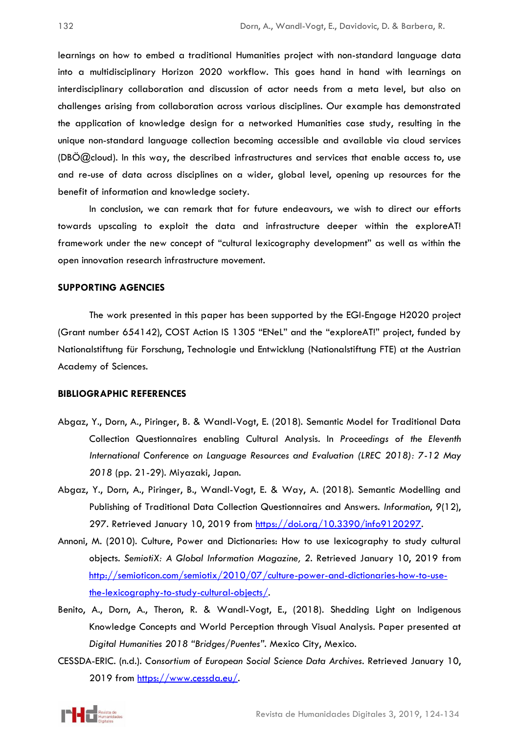learnings on how to embed a traditional Humanities project with non-standard language data into a multidisciplinary Horizon 2020 workflow. This goes hand in hand with learnings on interdisciplinary collaboration and discussion of actor needs from a meta level, but also on challenges arising from collaboration across various disciplines. Our example has demonstrated the application of knowledge design for a networked Humanities case study, resulting in the unique non-standard language collection becoming accessible and available via cloud services (DBÖ@cloud). In this way, the described infrastructures and services that enable access to, use and re-use of data across disciplines on a wider, global level, opening up resources for the benefit of information and knowledge society.

In conclusion, we can remark that for future endeavours, we wish to direct our efforts towards upscaling to exploit the data and infrastructure deeper within the exploreAT! framework under the new concept of "cultural lexicography development" as well as within the open innovation research infrastructure movement.

## SUPPORTING AGENCIES

The work presented in this paper has been supported by the EGI-Engage H2020 project (Grant number 654142), COST Action IS 1305 "ENeL" and the "exploreAT!" project, funded by Nationalstiftung für Forschung, Technologie und Entwicklung (Nationalstiftung FTE) at the Austrian Academy of Sciences.

## BIBLIOGRAPHIC REFERENCES

Abgaz, Y., Dorn, A., Piringer, B. & Wandl-Vogt, E. (2018). Semantic Model for Traditional Data Collection Questionnaires enabling Cultural Analysis. In *Proceedings of the Eleventh International Conference on Language Resources and Evaluation (LREC 2018): 7-12 May 2018* (pp. 21-29). Miyazaki, Japan.

Abgaz, Y., Dorn, A., Piringer, B., Wandl-Vogt, E. & Way, A. (2018). Semantic Modelling and Publishing of Traditional Data Collection Questionnaires and Answers. *Information*, *9*(12), 297. Retrieved January 10, 2019 from https://doi.org/10.3390/info9120297.

Annoni, M. (2010). Culture, Power and Dictionaries: How to use lexicography to study cultural objects. *SemiotiX: A Global Information Magazine, 2*. Retrieved January 10, 2019 from http://semioticon.com/semiotix/2010/07/culture-power-and-dictionaries-how-to-use-the-lexicography-to-study-cultural-objects/.

Benito, A., Dorn, A., Theron, R. & Wandl-Vogt, E., (2018). Shedding Light on Indigenous Knowledge Concepts and World Perception through Visual Analysis. Paper presented at *Digital Humanities 2018 "Bridges/Puentes"*. Mexico City, Mexico.

CESSDA-ERIC. (n.d.). *Consortium of European Social Science Data Archives*. Retrieved January 10, 2019 from https://www.cessda.eu/.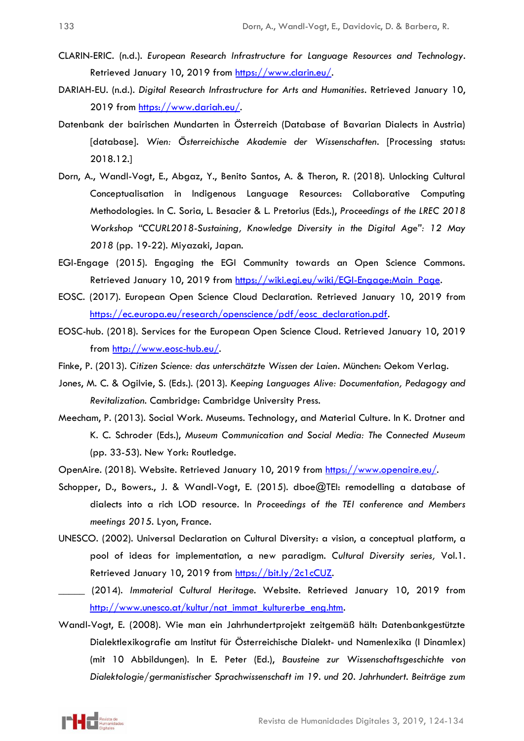CLARIN-ERIC. (n.d.). *European Research Infrastructure for Language Resources and Technology*. Retrieved January 10, 2019 from https://www.clarin.eu/.

DARIAH-EU. (n.d.). *Digital Research Infrastructure for Arts and Humanities*. Retrieved January 10, 2019 from https://www.dariah.eu/.

Datenbank der bairischen Mundarten in Österreich (Database of Bavarian Dialects in Austria) [database]. *Wien: Österreichische Akademie der Wissenschaften*. [Processing status: 2018.12.]

Dorn, A., Wandl-Vogt, E., Abgaz, Y., Benito Santos, A. & Theron, R. (2018). Unlocking Cultural Conceptualisation in Indigenous Language Resources: Collaborative Computing Methodologies. In C. Soria, L. Besacier & L. Pretorius (Eds.), *Proceedings of the LREC 2018 Workshop "CCURL2018-Sustaining, Knowledge Diversity in the Digital Age": 12 May 2018* (pp. 19-22). Miyazaki, Japan.

EGI-Engage (2015). Engaging the EGI Community towards an Open Science Commons. Retrieved January 10, 2019 from https://wiki.egi.eu/wiki/EGI-Engage:Main_Page.

EOSC. (2017). European Open Science Cloud Declaration. Retrieved January 10, 2019 from https://ec.europa.eu/research/openscience/pdf/eosc_declaration.pdf.

EOSC-hub. (2018). Services for the European Open Science Cloud. Retrieved January 10, 2019 from http://www.eosc-hub.eu/.

Finke, P. (2013). *Citizen Science: das unterschätzte Wissen der Laien*. München: Oekom Verlag.

Jones, M. C. & Ogilvie, S. (Eds.). (2013). *Keeping Languages Alive: Documentation, Pedagogy and Revitalization*. Cambridge: Cambridge University Press.

Meecham, P. (2013). Social Work. Museums. Technology, and Material Culture. In K. Drotner and K. C. Schroder (Eds.), *Museum Communication and Social Media: The Connected Museum* (pp. 33-53). New York: Routledge.

OpenAire. (2018). Website. Retrieved January 10, 2019 from https://www.openaire.eu/.

Schopper, D., Bowers., J. & Wandl-Vogt, E. (2015). dboe@TEI: remodelling a database of dialects into a rich LOD resource. In *Proceedings of the TEI conference and Members meetings 2015*. Lyon, France.

UNESCO. (2002). Universal Declaration on Cultural Diversity: a vision, a conceptual platform, a pool of ideas for implementation, a new paradigm. *Cultural Diversity series*, Vol.1. Retrieved January 10, 2019 from https://bit.ly/2c1cCUZ.

_____ (2014). *Immaterial Cultural Heritage*. Website. Retrieved January 10, 2019 from http://www.unesco.at/kultur/nat_immat_kulturerbe_eng.htm.

Wandl-Vogt, E. (2008). Wie man ein Jahrhundertprojekt zeitgemäß hält: Datenbankgestützte Dialektlexikografie am Institut für Österreichische Dialekt- und Namenlexika (I Dinamlex) (mit 10 Abbildungen). In E. Peter (Ed.), *Bausteine zur Wissenschaftsgeschichte von Dialektologie/germanistischer Sprachwissenschaft im 19. und 20. Jahrhundert. Beiträge zum*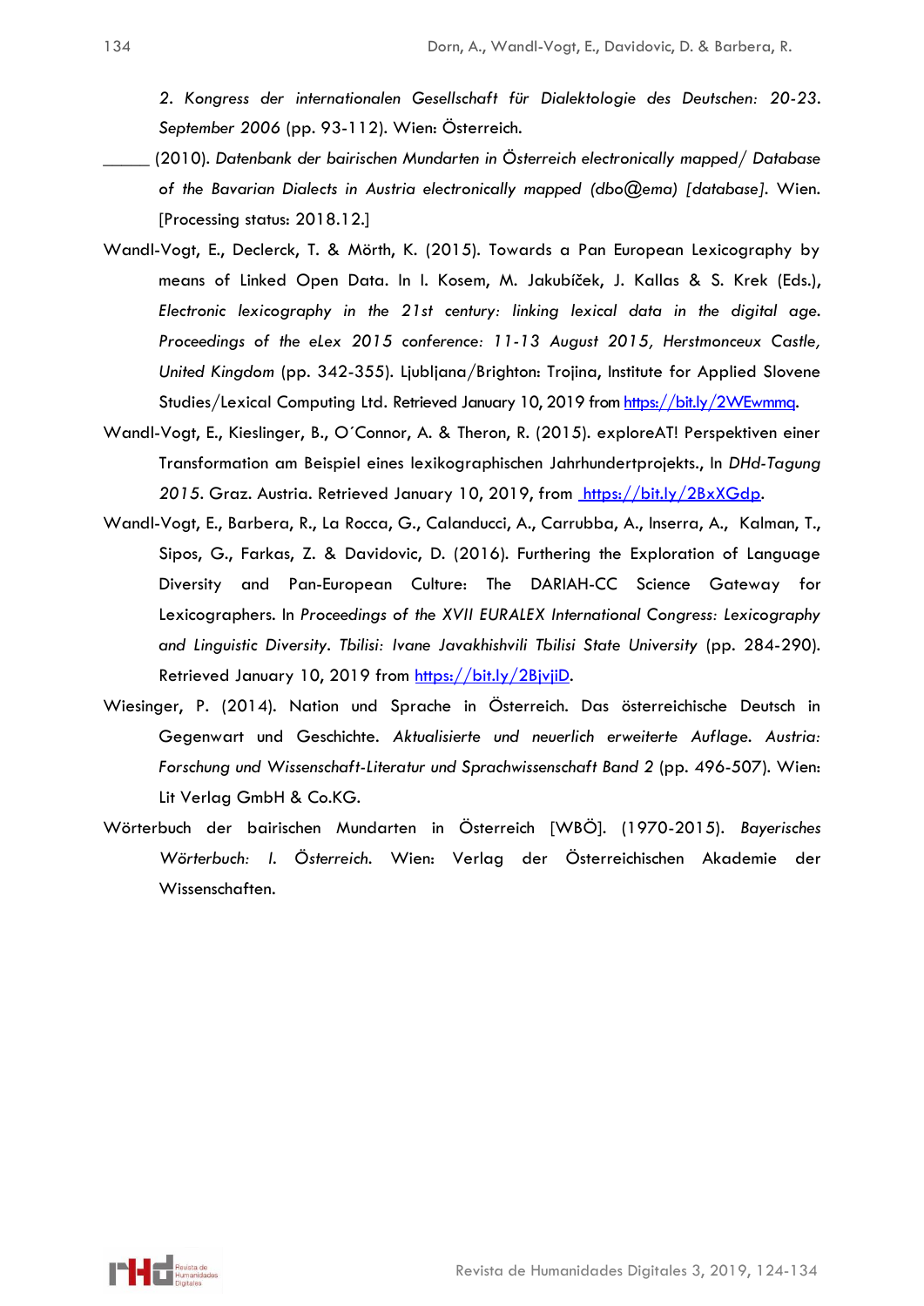*2. Kongress der internationalen Gesellschaft für Dialektologie des Deutschen: 20-23. September 2006* (pp. 93-112). Wien: Österreich.

______ (2010). *Datenbank der bairischen Mundarten in Österreich electronically mapped/ Database of the Bavarian Dialects in Austria electronically mapped (dbo@ema) [database]*. Wien. [Processing status: 2018.12.]

Wandl-Vogt, E., Declerck, T. & Mörth, K. (2015). Towards a Pan European Lexicography by means of Linked Open Data. In I. Kosem, M. Jakubíček, J. Kallas & S. Krek (Eds.), *Electronic lexicography in the 21st century: linking lexical data in the digital age. Proceedings of the eLex 2015 conference: 11-13 August 2015, Herstmonceux Castle, United Kingdom* (pp. 342-355). Ljubljana/Brighton: Trojina, Institute for Applied Slovene Studies/Lexical Computing Ltd. Retrieved January 10, 2019 from https://bit.ly/2WEwmmq.

Wandl-Vogt, E., Kieslinger, B., O´Connor, A. & Theron, R. (2015). exploreAT! Perspektiven einer Transformation am Beispiel eines lexikographischen Jahrhundertprojekts., In *DHd-Tagung 2015*. Graz. Austria. Retrieved January 10, 2019, from https://bit.ly/2BxXGdp.

Wandl-Vogt, E., Barbera, R., La Rocca, G., Calanducci, A., Carrubba, A., Inserra, A., Kalman, T., Sipos, G., Farkas, Z. & Davidovic, D. (2016). Furthering the Exploration of Language Diversity and Pan-European Culture: The DARIAH-CC Science Gateway for Lexicographers. In *Proceedings of the XVII EURALEX International Congress: Lexicography and Linguistic Diversity. Tbilisi: Ivane Javakhishvili Tbilisi State University* (pp. 284-290). Retrieved January 10, 2019 from https://bit.ly/2BjvjiD.

Wiesinger, P. (2014). Nation und Sprache in Österreich. Das österreichische Deutsch in Gegenwart und Geschichte. *Aktualisierte und neuerlich erweiterte Auflage. Austria: Forschung und Wissenschaft-Literatur und Sprachwissenschaft Band 2* (pp. 496-507). Wien: Lit Verlag GmbH & Co.KG.

Wörterbuch der bairischen Mundarten in Österreich [WBÖ]. (1970-2015). *Bayerisches Wörterbuch: I. Österreich*. Wien: Verlag der Österreichischen Akademie der Wissenschaften.